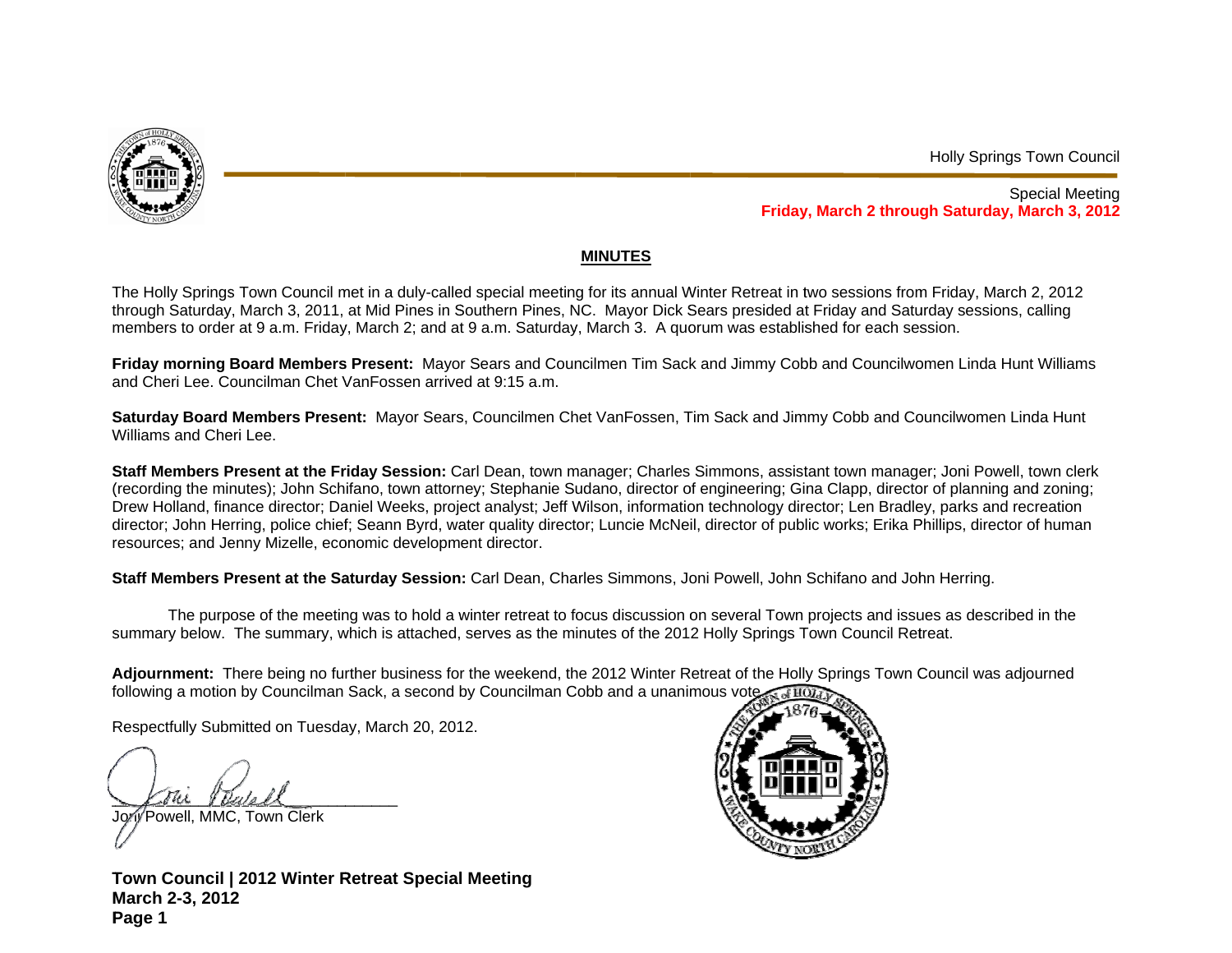Holly Springs Town Council

Special Meeting
**Friday, March 2 through Saturday, March 3, 2012**

## MINUTES

The Holly Springs Town Council met in a duly-called special meeting for its annual Winter Retreat in two sessions from Friday, March 2, 2012 through Saturday, March 3, 2011, at Mid Pines in Southern Pines, NC. Mayor Dick Sears presided at Friday and Saturday sessions, calling members to order at 9 a.m. Friday, March 2; and at 9 a.m. Saturday, March 3. A quorum was established for each session.

**Friday morning Board Members Present:** Mayor Sears and Councilmen Tim Sack and Jimmy Cobb and Councilwomen Linda Hunt Williams and Cheri Lee. Councilman Chet VanFossen arrived at 9:15 a.m.

**Saturday Board Members Present:** Mayor Sears, Councilmen Chet VanFossen, Tim Sack and Jimmy Cobb and Councilwomen Linda Hunt Williams and Cheri Lee.

**Staff Members Present at the Friday Session:** Carl Dean, town manager; Charles Simmons, assistant town manager; Joni Powell, town clerk (recording the minutes); John Schifano, town attorney; Stephanie Sudano, director of engineering; Gina Clapp, director of planning and zoning; Drew Holland, finance director; Daniel Weeks, project analyst; Jeff Wilson, information technology director; Len Bradley, parks and recreation director; John Herring, police chief; Seann Byrd, water quality director; Luncie McNeil, director of public works; Erika Phillips, director of human resources; and Jenny Mizelle, economic development director.

**Staff Members Present at the Saturday Session:** Carl Dean, Charles Simmons, Joni Powell, John Schifano and John Herring.

The purpose of the meeting was to hold a winter retreat to focus discussion on several Town projects and issues as described in the summary below. The summary, which is attached, serves as the minutes of the 2012 Holly Springs Town Council Retreat.

**Adjournment:** There being no further business for the weekend, the 2012 Winter Retreat of the Holly Springs Town Council was adjourned following a motion by Councilman Sack, a second by Councilman Cobb and a unanimous vote.

Respectfully Submitted on Tuesday, March 20, 2012.

Joni Powell, MMC, Town Clerk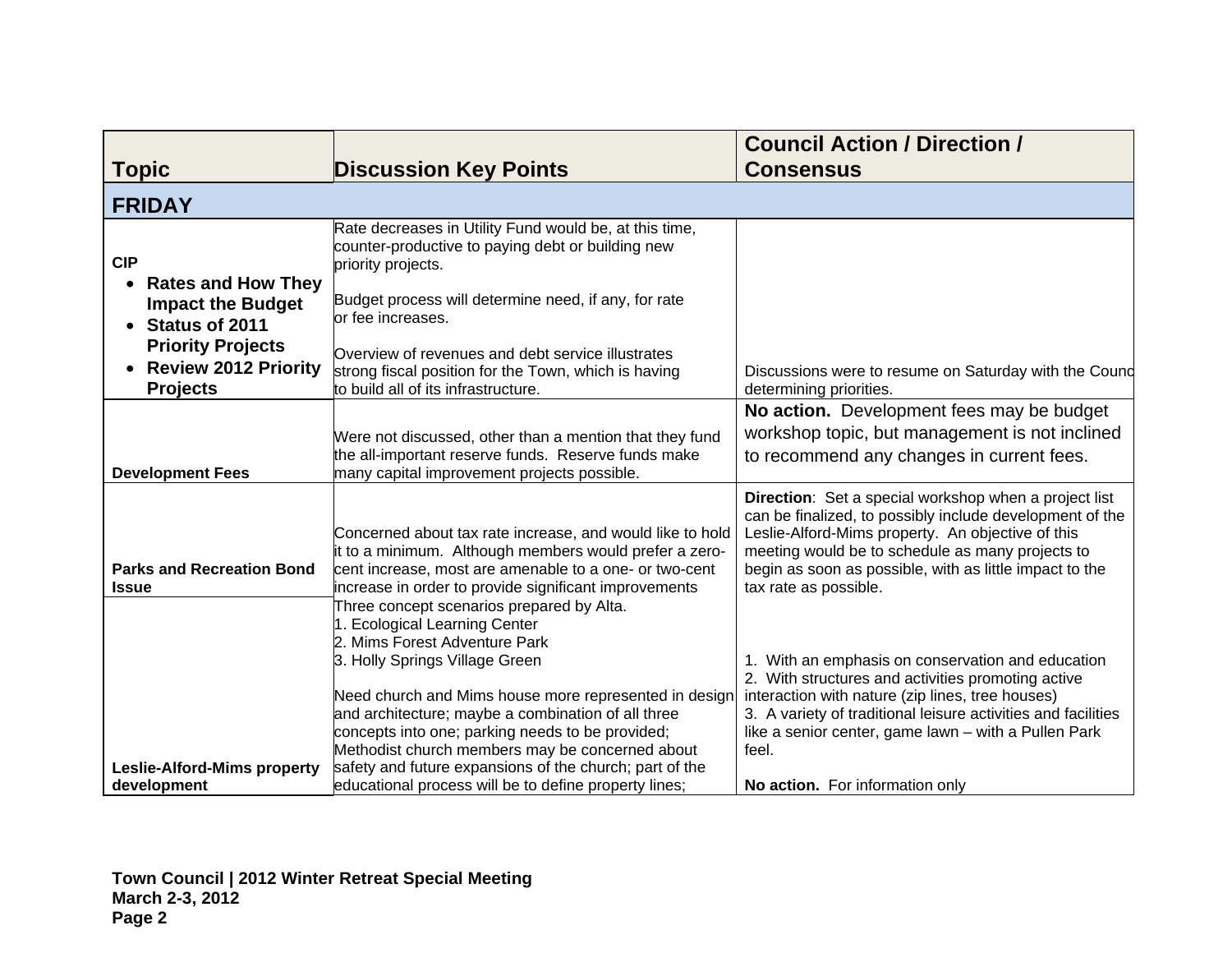| Topic | Discussion Key Points | Council Action / Direction / Consensus |
|---|---|---|
| **FRIDAY** | | |
| **CIP** <br>• **Rates and How They Impact the Budget**<br>• **Status of 2011 Priority Projects**<br>• **Review 2012 Priority Projects** | Rate decreases in Utility Fund would be, at this time, counter-productive to paying debt or building new priority projects.<br><br>Budget process will determine need, if any, for rate or fee increases.<br><br>Overview of revenues and debt service illustrates strong fiscal position for the Town, which is having to build all of its infrastructure. | Discussions were to resume on Saturday with the Counc determining priorities. |
| **Development Fees** | Were not discussed, other than a mention that they fund the all-important reserve funds. Reserve funds make many capital improvement projects possible. | **No action.** Development fees may be budget workshop topic, but management is not inclined to recommend any changes in current fees. |
| **Parks and Recreation Bond Issue** | Concerned about tax rate increase, and would like to hold it to a minimum. Although members would prefer a zero-cent increase, most are amenable to a one- or two-cent increase in order to provide significant improvements | **Direction**: Set a special workshop when a project list can be finalized, to possibly include development of the Leslie-Alford-Mims property. An objective of this meeting would be to schedule as many projects to begin as soon as possible, with as little impact to the tax rate as possible. |
| **Leslie-Alford-Mims property development** | Three concept scenarios prepared by Alta.<br>1. Ecological Learning Center<br>2. Mims Forest Adventure Park<br>3. Holly Springs Village Green<br><br>Need church and Mims house more represented in design and architecture; maybe a combination of all three concepts into one; parking needs to be provided; Methodist church members may be concerned about safety and future expansions of the church; part of the educational process will be to define property lines; | 1. With an emphasis on conservation and education<br>2. With structures and activities promoting active interaction with nature (zip lines, tree houses)<br>3. A variety of traditional leisure activities and facilities like a senior center, game lawn – with a Pullen Park feel.<br><br>**No action.** For information only |

**Town Council | 2012 Winter Retreat Special Meeting**
**March 2-3, 2012**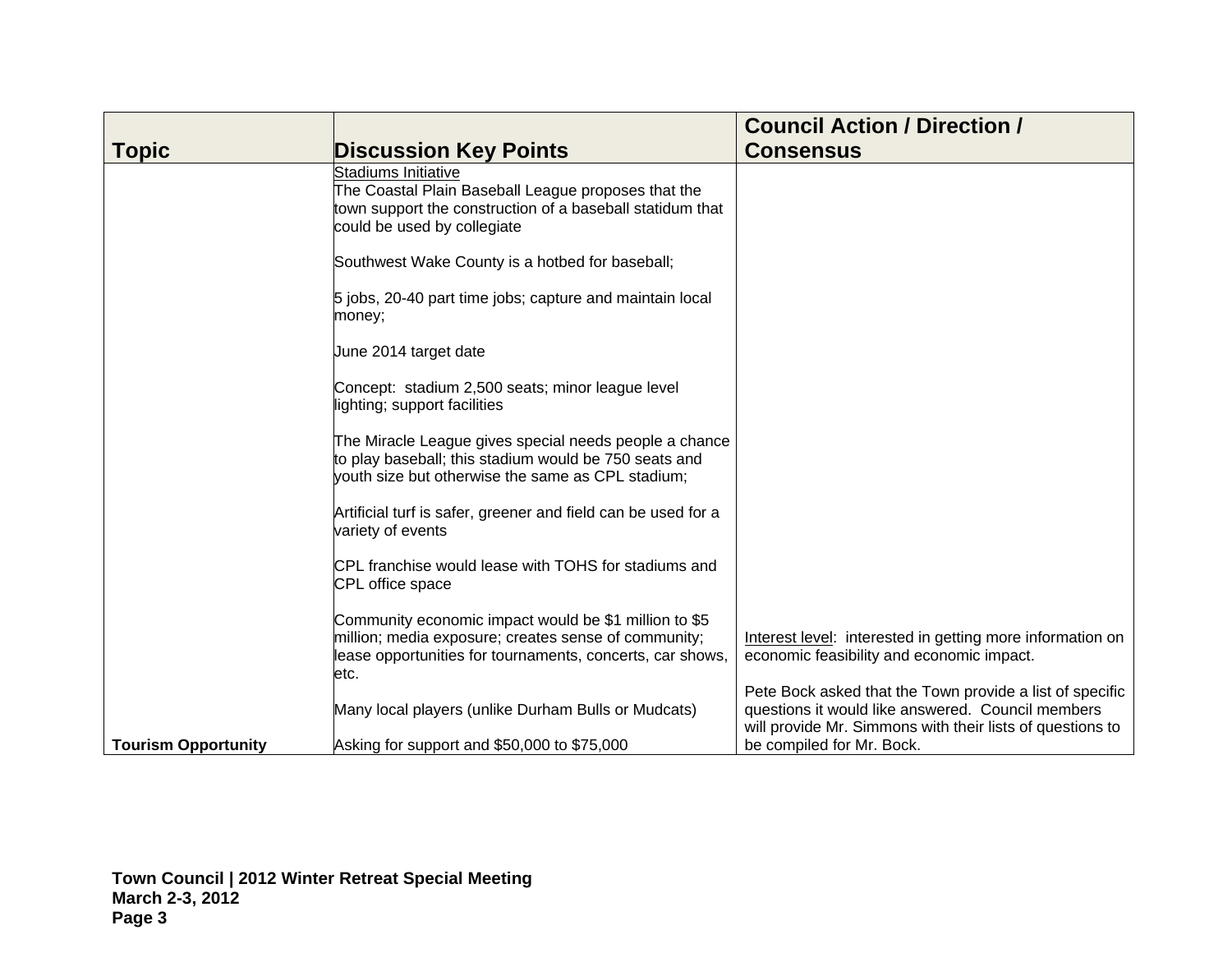| Topic | Discussion Key Points | Council Action / Direction / Consensus |
|---|---|---|
| Tourism Opportunity | Stadiums Initiative<br>The Coastal Plain Baseball League proposes that the town support the construction of a baseball statidum that could be used by collegiate<br><br>Southwest Wake County is a hotbed for baseball;<br><br>5 jobs, 20-40 part time jobs; capture and maintain local money;<br><br>June 2014 target date<br><br>Concept: stadium 2,500 seats; minor league level lighting; support facilities<br><br>The Miracle League gives special needs people a chance to play baseball; this stadium would be 750 seats and youth size but otherwise the same as CPL stadium;<br><br>Artificial turf is safer, greener and field can be used for a variety of events<br><br>CPL franchise would lease with TOHS for stadiums and CPL office space<br><br>Community economic impact would be $1 million to $5 million; media exposure; creates sense of community; lease opportunities for tournaments, concerts, car shows, etc.<br><br>Many local players (unlike Durham Bulls or Mudcats)<br><br>Asking for support and $50,000 to $75,000 | Interest level: interested in getting more information on economic feasibility and economic impact.<br><br>Pete Bock asked that the Town provide a list of specific questions it would like answered. Council members will provide Mr. Simmons with their lists of questions to be compiled for Mr. Bock. |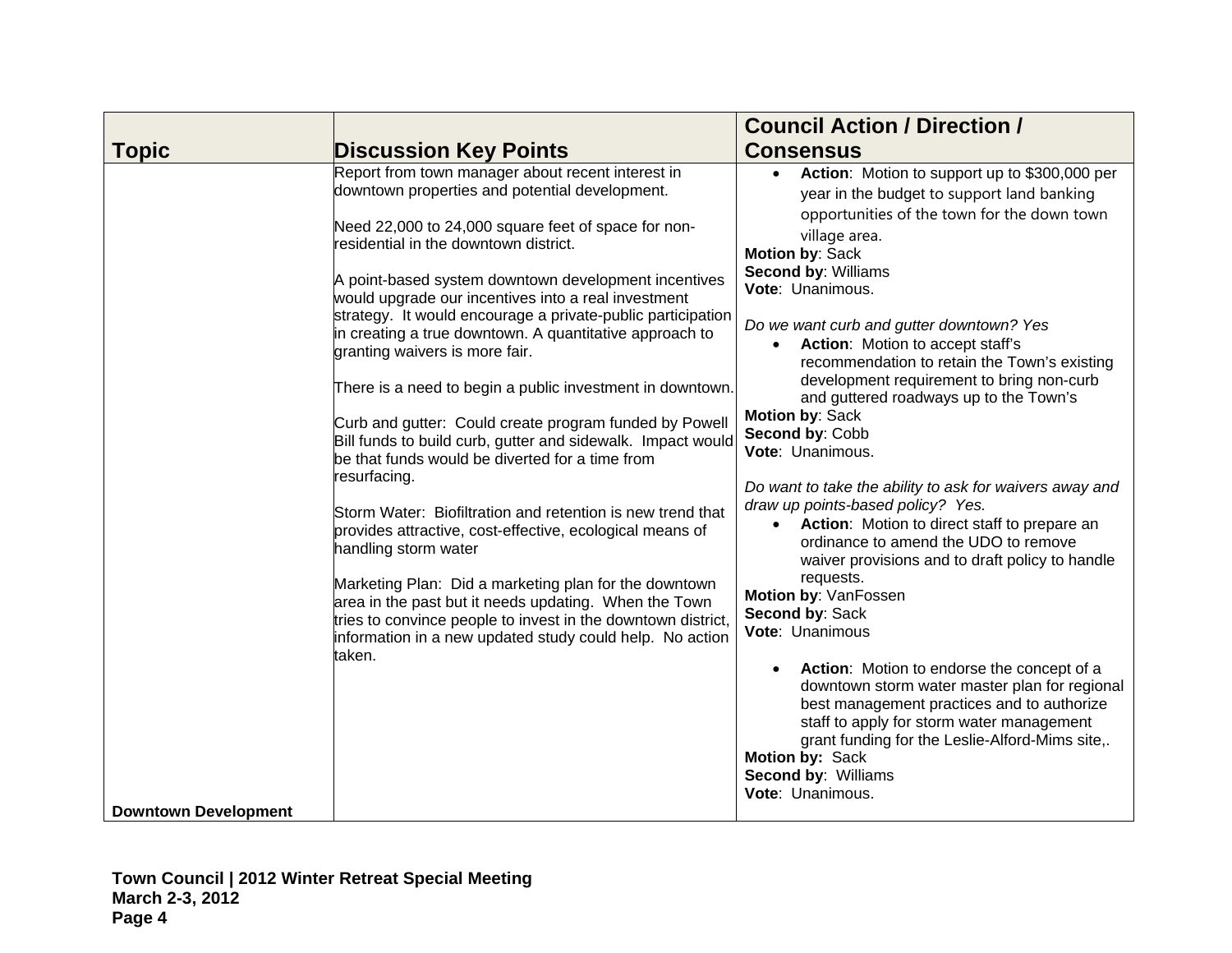| Topic | Discussion Key Points | Council Action / Direction / Consensus |
|---|---|---|
| **Downtown Development** | Report from town manager about recent interest in downtown properties and potential development.<br><br>Need 22,000 to 24,000 square feet of space for non-residential in the downtown district.<br><br>A point-based system downtown development incentives would upgrade our incentives into a real investment strategy. It would encourage a private-public participation in creating a true downtown. A quantitative approach to granting waivers is more fair.<br><br>There is a need to begin a public investment in downtown.<br><br>Curb and gutter: Could create program funded by Powell Bill funds to build curb, gutter and sidewalk. Impact would be that funds would be diverted for a time from resurfacing.<br><br>Storm Water: Biofiltration and retention is new trend that provides attractive, cost-effective, ecological means of handling storm water<br><br>Marketing Plan: Did a marketing plan for the downtown area in the past but it needs updating. When the Town tries to convince people to invest in the downtown district, information in a new updated study could help. No action taken. | • **Action**: Motion to support up to $300,000 per year in the budget to support land banking opportunities of the town for the down town village area.<br>**Motion by**: Sack<br>**Second by**: Williams<br>**Vote**: Unanimous.<br><br>*Do we want curb and gutter downtown? Yes*<br>• **Action**: Motion to accept staff's recommendation to retain the Town's existing development requirement to bring non-curb and guttered roadways up to the Town's<br>**Motion by**: Sack<br>**Second by**: Cobb<br>**Vote**: Unanimous.<br><br>*Do want to take the ability to ask for waivers away and draw up points-based policy? Yes.*<br>• **Action**: Motion to direct staff to prepare an ordinance to amend the UDO to remove waiver provisions and to draft policy to handle requests.<br>**Motion by**: VanFossen<br>**Second by**: Sack<br>**Vote**: Unanimous<br><br>• **Action**: Motion to endorse the concept of a downtown storm water master plan for regional best management practices and to authorize staff to apply for storm water management grant funding for the Leslie-Alford-Mims site,.<br>**Motion by:** Sack<br>**Second by**: Williams<br>**Vote**: Unanimous. |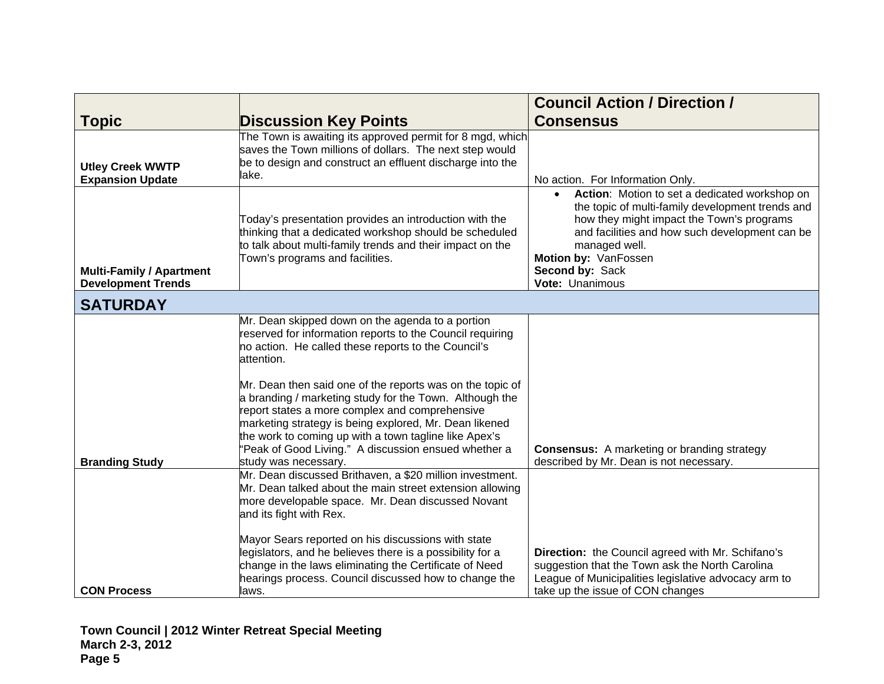| Topic | Discussion Key Points | Council Action / Direction / Consensus |
|---|---|---|
| **Utley Creek WWTP Expansion Update** | The Town is awaiting its approved permit for 8 mgd, which saves the Town millions of dollars. The next step would be to design and construct an effluent discharge into the lake. | No action. For Information Only. |
| **Multi-Family / Apartment Development Trends** | Today's presentation provides an introduction with the thinking that a dedicated workshop should be scheduled to talk about multi-family trends and their impact on the Town's programs and facilities. | • **Action**: Motion to set a dedicated workshop on the topic of multi-family development trends and how they might impact the Town's programs and facilities and how such development can be managed well.<br>**Motion by:** VanFossen<br>**Second by:** Sack<br>**Vote:** Unanimous |
| **SATURDAY** | | |
| **Branding Study** | Mr. Dean skipped down on the agenda to a portion reserved for information reports to the Council requiring no action. He called these reports to the Council's attention.<br><br>Mr. Dean then said one of the reports was on the topic of a branding / marketing study for the Town. Although the report states a more complex and comprehensive marketing strategy is being explored, Mr. Dean likened the work to coming up with a town tagline like Apex's "Peak of Good Living." A discussion ensued whether a study was necessary. | **Consensus:** A marketing or branding strategy described by Mr. Dean is not necessary. |
| **CON Process** | Mr. Dean discussed Brithaven, a $20 million investment. Mr. Dean talked about the main street extension allowing more developable space. Mr. Dean discussed Novant and its fight with Rex.<br><br>Mayor Sears reported on his discussions with state legislators, and he believes there is a possibility for a change in the laws eliminating the Certificate of Need hearings process. Council discussed how to change the laws. | **Direction:** the Council agreed with Mr. Schifano's suggestion that the Town ask the North Carolina League of Municipalities legislative advocacy arm to take up the issue of CON changes |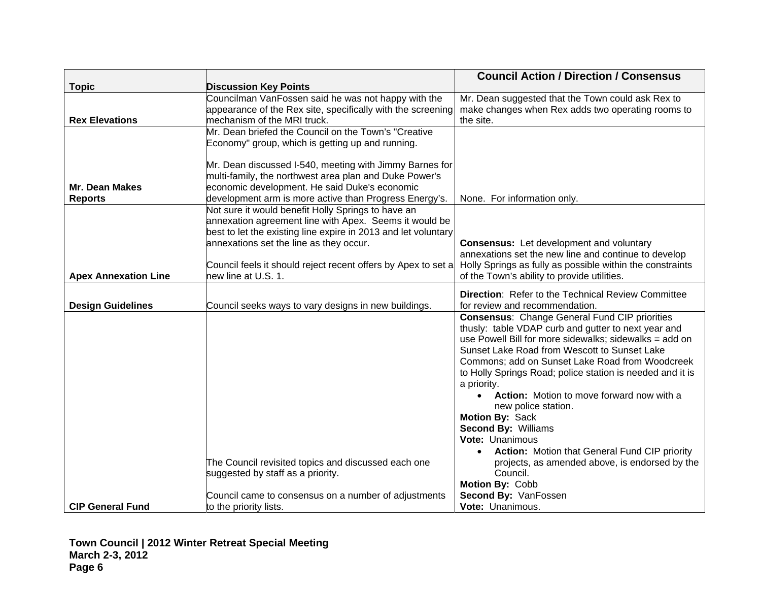| Topic | Discussion Key Points | Council Action / Direction / Consensus |
|---|---|---|
| **Rex Elevations** | Councilman VanFossen said he was not happy with the appearance of the Rex site, specifically with the screening mechanism of the MRI truck. | Mr. Dean suggested that the Town could ask Rex to make changes when Rex adds two operating rooms to the site. |
| **Mr. Dean Makes Reports** | Mr. Dean briefed the Council on the Town's "Creative Economy" group, which is getting up and running.<br><br>Mr. Dean discussed I-540, meeting with Jimmy Barnes for multi-family, the northwest area plan and Duke Power's economic development. He said Duke's economic development arm is more active than Progress Energy's. | None. For information only. |
| **Apex Annexation Line** | Not sure it would benefit Holly Springs to have an annexation agreement line with Apex. Seems it would be best to let the existing line expire in 2013 and let voluntary annexations set the line as they occur.<br><br>Council feels it should reject recent offers by Apex to set a new line at U.S. 1. | **Consensus:** Let development and voluntary annexations set the new line and continue to develop Holly Springs as fully as possible within the constraints of the Town's ability to provide utilities. |
| **Design Guidelines** | Council seeks ways to vary designs in new buildings. | **Direction**: Refer to the Technical Review Committee for review and recommendation. |
| **CIP General Fund** | The Council revisited topics and discussed each one suggested by staff as a priority.<br><br>Council came to consensus on a number of adjustments to the priority lists. | **Consensus**: Change General Fund CIP priorities thusly: table VDAP curb and gutter to next year and use Powell Bill for more sidewalks; sidewalks = add on Sunset Lake Road from Wescott to Sunset Lake Commons; add on Sunset Lake Road from Woodcreek to Holly Springs Road; police station is needed and it is a priority.<br>• **Action:** Motion to move forward now with a new police station.<br>**Motion By:** Sack<br>**Second By:** Williams<br>**Vote:** Unanimous<br>• **Action:** Motion that General Fund CIP priority projects, as amended above, is endorsed by the Council.<br>**Motion By:** Cobb<br>**Second By:** VanFossen<br>**Vote:** Unanimous. |

**Town Council | 2012 Winter Retreat Special Meeting**
**March 2-3, 2012**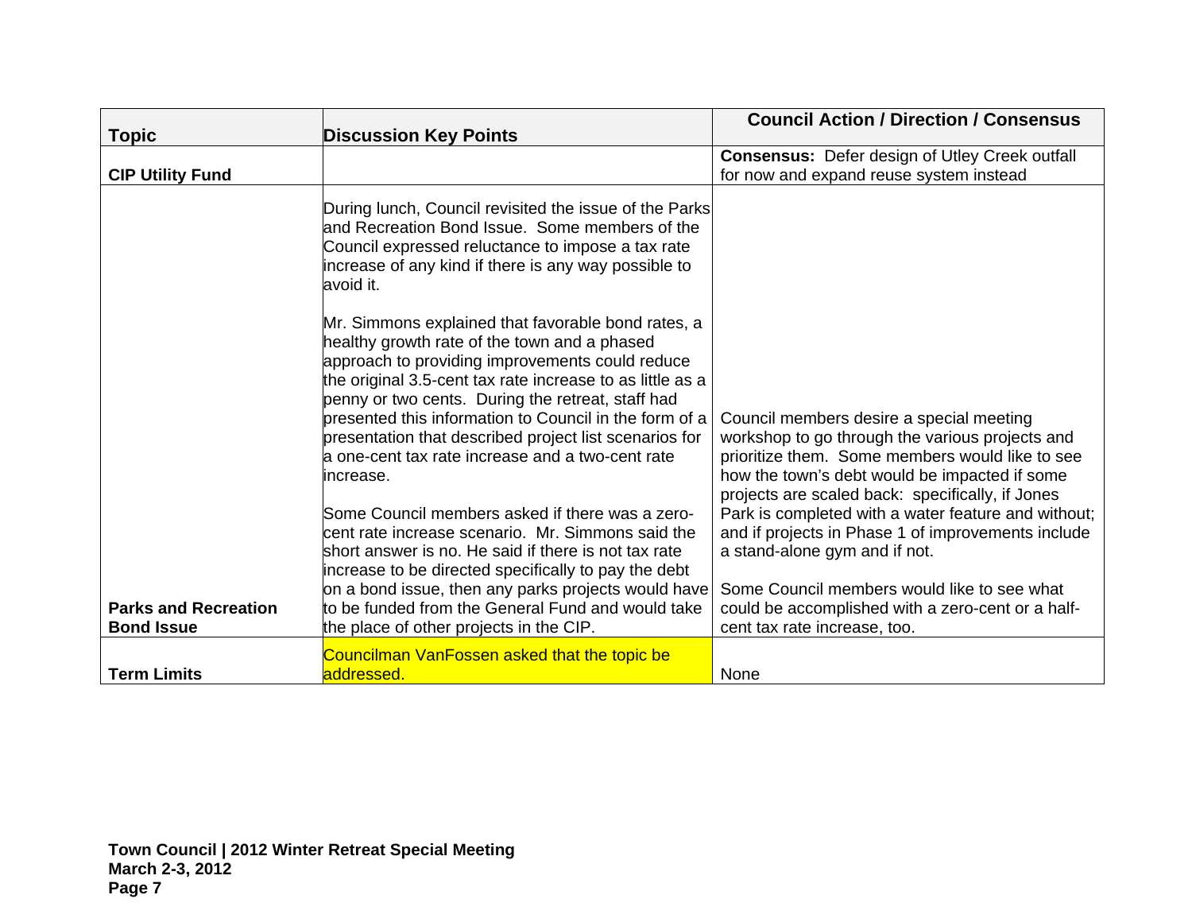| Topic | Discussion Key Points | Council Action / Direction / Consensus |
|---|---|---|
| **CIP Utility Fund** | | **Consensus:** Defer design of Utley Creek outfall for now and expand reuse system instead |
| **Parks and Recreation Bond Issue** | During lunch, Council revisited the issue of the Parks and Recreation Bond Issue. Some members of the Council expressed reluctance to impose a tax rate increase of any kind if there is any way possible to avoid it.<br><br>Mr. Simmons explained that favorable bond rates, a healthy growth rate of the town and a phased approach to providing improvements could reduce the original 3.5-cent tax rate increase to as little as a penny or two cents. During the retreat, staff had presented this information to Council in the form of a presentation that described project list scenarios for a one-cent tax rate increase and a two-cent rate increase.<br><br>Some Council members asked if there was a zero-cent rate increase scenario. Mr. Simmons said the short answer is no. He said if there is not tax rate increase to be directed specifically to pay the debt on a bond issue, then any parks projects would have to be funded from the General Fund and would take the place of other projects in the CIP. | Council members desire a special meeting workshop to go through the various projects and prioritize them. Some members would like to see how the town's debt would be impacted if some projects are scaled back: specifically, if Jones Park is completed with a water feature and without; and if projects in Phase 1 of improvements include a stand-alone gym and if not.<br><br>Some Council members would like to see what could be accomplished with a zero-cent or a half-cent tax rate increase, too. |
| **Term Limits** | Councilman VanFossen asked that the topic be addressed. | None |

**Town Council | 2012 Winter Retreat Special Meeting**
**March 2-3, 2012**